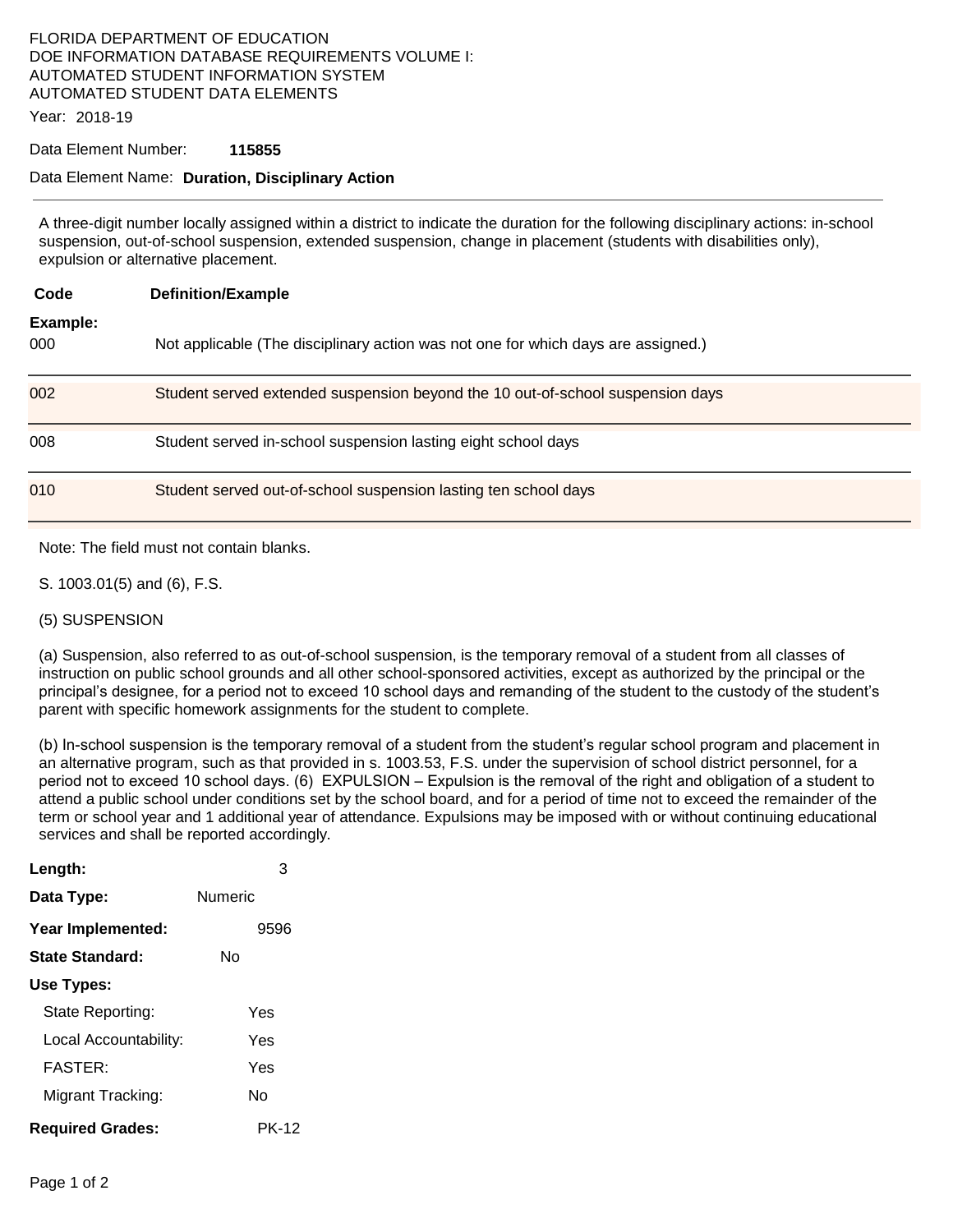FLORIDA DEPARTMENT OF EDUCATION
DOE INFORMATION DATABASE REQUIREMENTS VOLUME I:
AUTOMATED STUDENT INFORMATION SYSTEM
AUTOMATED STUDENT DATA ELEMENTS

Year: 2018-19

Data Element Number: **115855**

Data Element Name: **Duration, Disciplinary Action**

---

A three-digit number locally assigned within a district to indicate the duration for the following disciplinary actions: in-school suspension, out-of-school suspension, extended suspension, change in placement (students with disabilities only), expulsion or alternative placement.

| Code | Definition/Example |
|---|---|
| **Example:** | |
| 000 | Not applicable (The disciplinary action was not one for which days are assigned.) |
| 002 | Student served extended suspension beyond the 10 out-of-school suspension days |
| 008 | Student served in-school suspension lasting eight school days |
| 010 | Student served out-of-school suspension lasting ten school days |

Note: The field must not contain blanks.

S. 1003.01(5) and (6), F.S.

(5) SUSPENSION

(a) Suspension, also referred to as out-of-school suspension, is the temporary removal of a student from all classes of instruction on public school grounds and all other school-sponsored activities, except as authorized by the principal or the principal's designee, for a period not to exceed 10 school days and remanding of the student to the custody of the student's parent with specific homework assignments for the student to complete.

(b) In-school suspension is the temporary removal of a student from the student's regular school program and placement in an alternative program, such as that provided in s. 1003.53, F.S. under the supervision of school district personnel, for a period not to exceed 10 school days. (6) EXPULSION – Expulsion is the removal of the right and obligation of a student to attend a public school under conditions set by the school board, and for a period of time not to exceed the remainder of the term or school year and 1 additional year of attendance. Expulsions may be imposed with or without continuing educational services and shall be reported accordingly.

**Length:** 3

**Data Type:** Numeric

**Year Implemented:** 9596

**State Standard:** No

**Use Types:**

- State Reporting: Yes
- Local Accountability: Yes
- FASTER: Yes
- Migrant Tracking: No

**Required Grades:** PK-12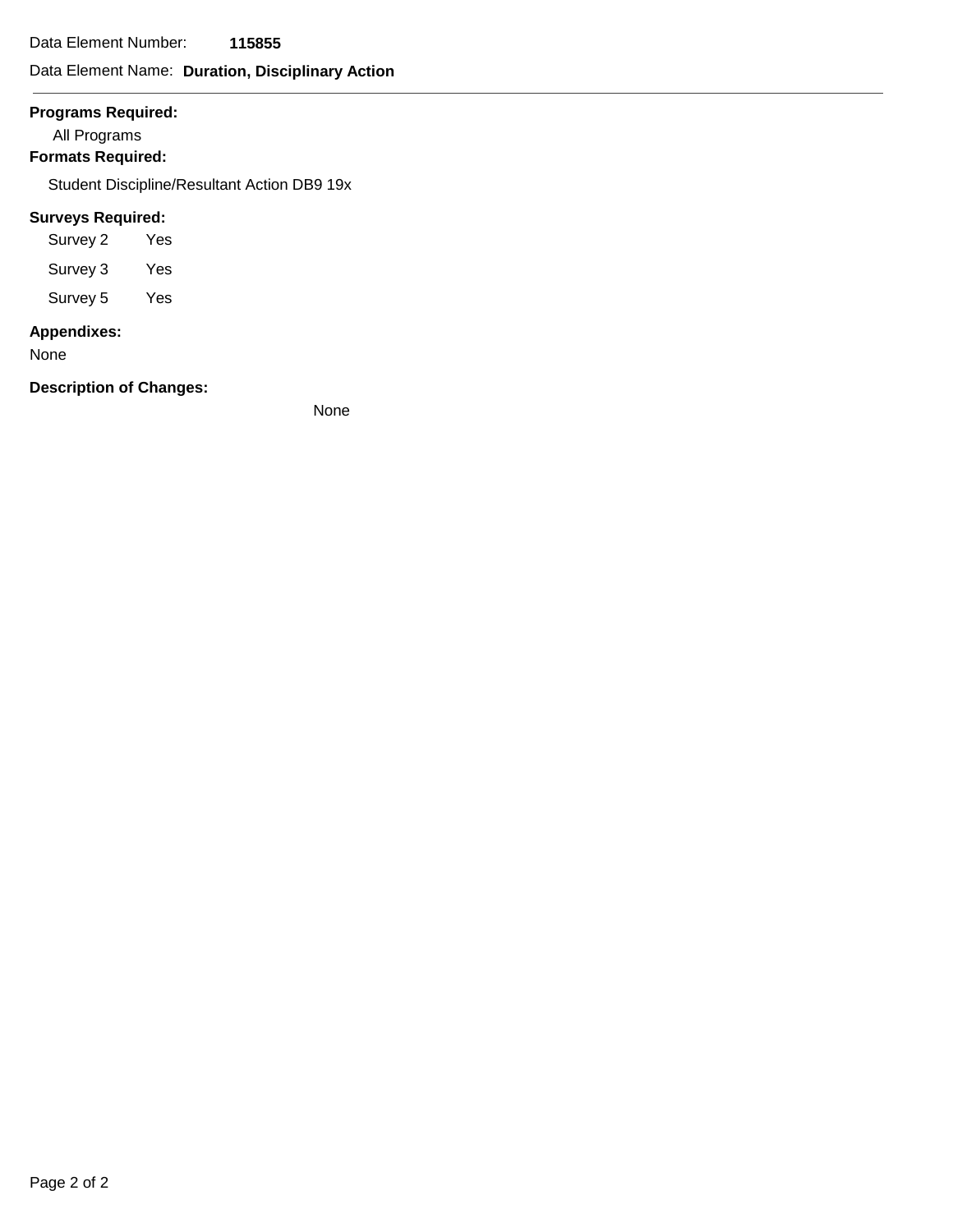Data Element Number: **115855**

Data Element Name: **Duration, Disciplinary Action**

---

**Programs Required:**

All Programs

**Formats Required:**

Student Discipline/Resultant Action DB9 19x

**Surveys Required:**

| | |
|---|---|
| Survey 2 | Yes |
| Survey 3 | Yes |
| Survey 5 | Yes |

**Appendixes:**

None

**Description of Changes:**

None